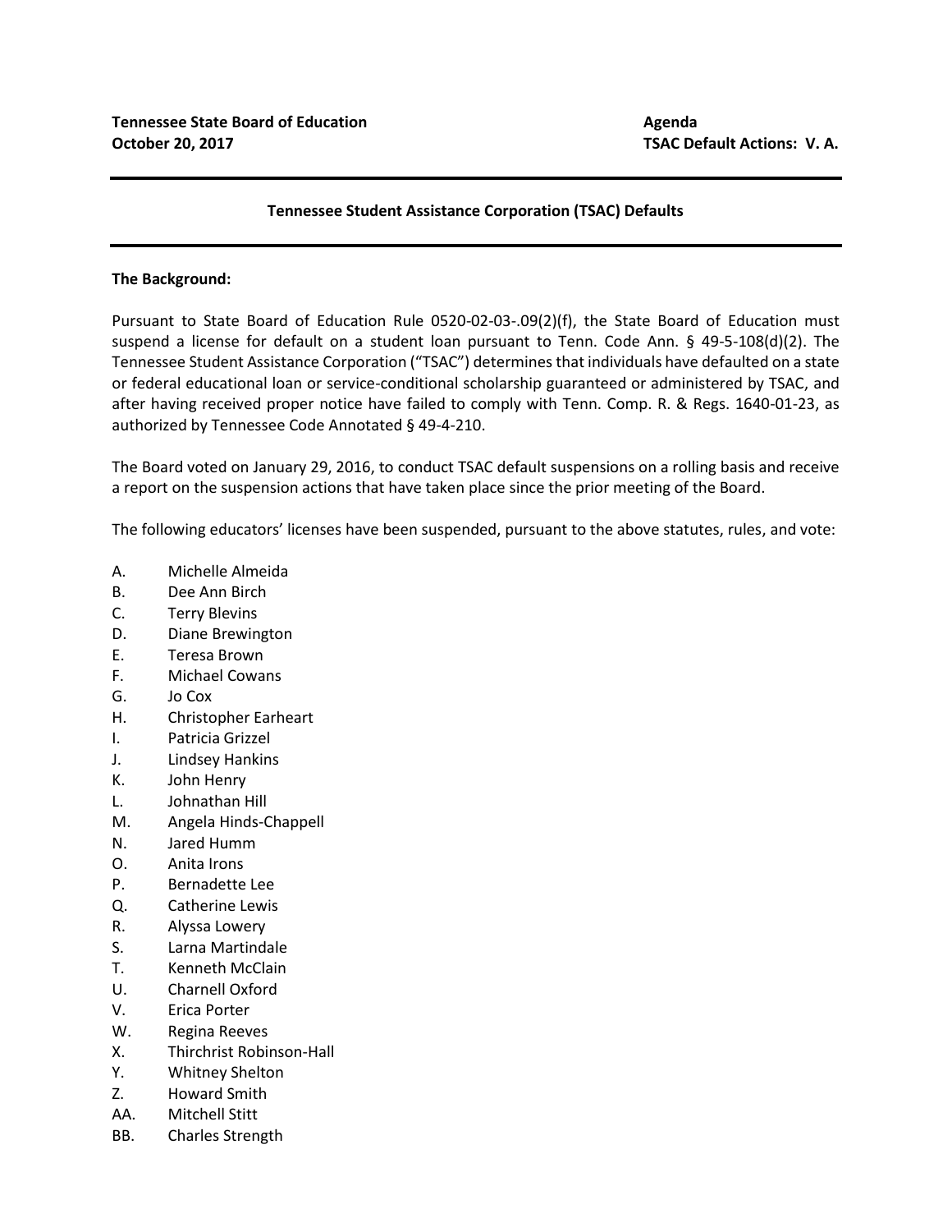**Tennessee State Board of Education**
**October 20, 2017**

**Agenda**
**TSAC Default Actions: V. A.**

---

**Tennessee Student Assistance Corporation (TSAC) Defaults**

---

**The Background:**

Pursuant to State Board of Education Rule 0520-02-03-.09(2)(f), the State Board of Education must suspend a license for default on a student loan pursuant to Tenn. Code Ann. § 49-5-108(d)(2). The Tennessee Student Assistance Corporation ("TSAC") determines that individuals have defaulted on a state or federal educational loan or service-conditional scholarship guaranteed or administered by TSAC, and after having received proper notice have failed to comply with Tenn. Comp. R. & Regs. 1640-01-23, as authorized by Tennessee Code Annotated § 49-4-210.

The Board voted on January 29, 2016, to conduct TSAC default suspensions on a rolling basis and receive a report on the suspension actions that have taken place since the prior meeting of the Board.

The following educators' licenses have been suspended, pursuant to the above statutes, rules, and vote:

A. Michelle Almeida
B. Dee Ann Birch
C. Terry Blevins
D. Diane Brewington
E. Teresa Brown
F. Michael Cowans
G. Jo Cox
H. Christopher Earheart
I. Patricia Grizzel
J. Lindsey Hankins
K. John Henry
L. Johnathan Hill
M. Angela Hinds-Chappell
N. Jared Humm
O. Anita Irons
P. Bernadette Lee
Q. Catherine Lewis
R. Alyssa Lowery
S. Larna Martindale
T. Kenneth McClain
U. Charnell Oxford
V. Erica Porter
W. Regina Reeves
X. Thirchrist Robinson-Hall
Y. Whitney Shelton
Z. Howard Smith
AA. Mitchell Stitt
BB. Charles Strength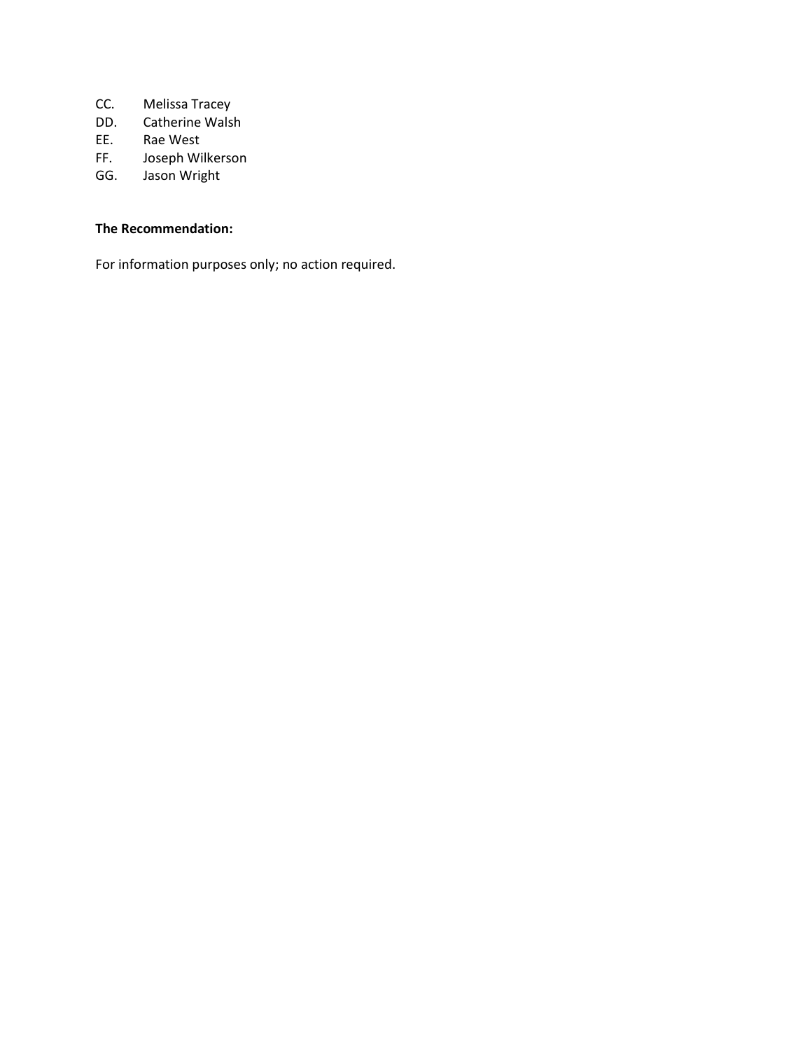CC. Melissa Tracey
DD. Catherine Walsh
EE. Rae West
FF. Joseph Wilkerson
GG. Jason Wright

**The Recommendation:**

For information purposes only; no action required.